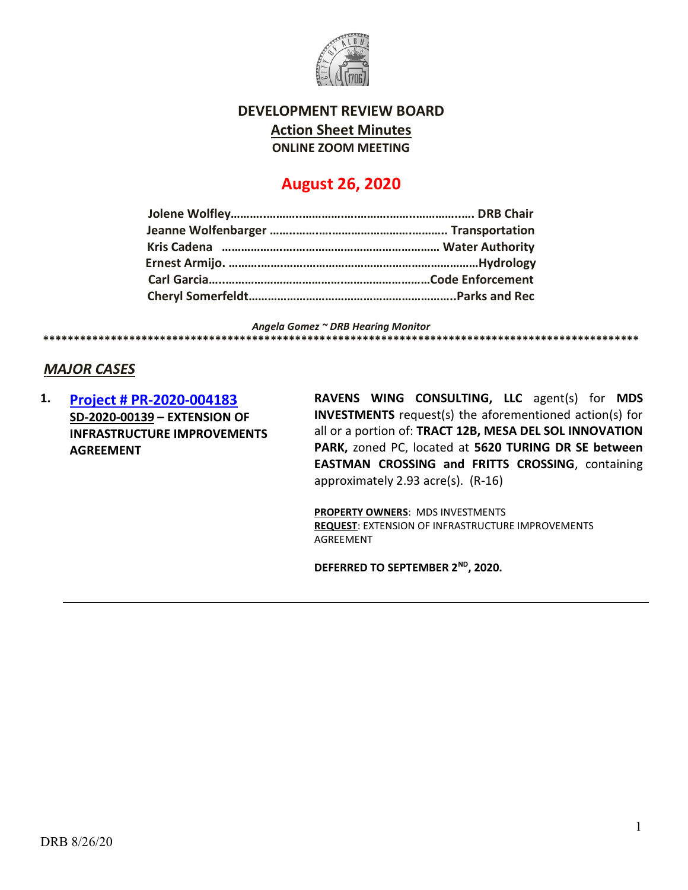# DEVELOPMENT REVIEW BOARD

## Action Sheet Minutes

**ONLINE ZOOM MEETING**

## August 26, 2020

**Jolene Wolfley……………………………………………………………… DRB Chair**
**Jeanne Wolfenbarger ……………………………………………… Transportation**
**Kris Cadena ……………………………………………………… Water Authority**
**Ernest Armijo. ……………………………………………………………Hydrology**
**Carl Garcia……………………………………………………………Code Enforcement**
**Cheryl Somerfeldt……………………………………………………..Parks and Rec**

*Angela Gomez ~ DRB Hearing Monitor*

****************************************************************************************************

## *MAJOR CASES*

**1. Project # PR-2020-004183**
**SD-2020-00139 – EXTENSION OF INFRASTRUCTURE IMPROVEMENTS AGREEMENT**

**RAVENS WING CONSULTING, LLC** agent(s) for **MDS INVESTMENTS** request(s) the aforementioned action(s) for all or a portion of: **TRACT 12B, MESA DEL SOL INNOVATION PARK,** zoned PC, located at **5620 TURING DR SE between EASTMAN CROSSING and FRITTS CROSSING**, containing approximately 2.93 acre(s). (R-16)

**PROPERTY OWNERS**: MDS INVESTMENTS
**REQUEST**: EXTENSION OF INFRASTRUCTURE IMPROVEMENTS AGREEMENT

**DEFERRED TO SEPTEMBER 2ND, 2020.**

DRB 8/26/20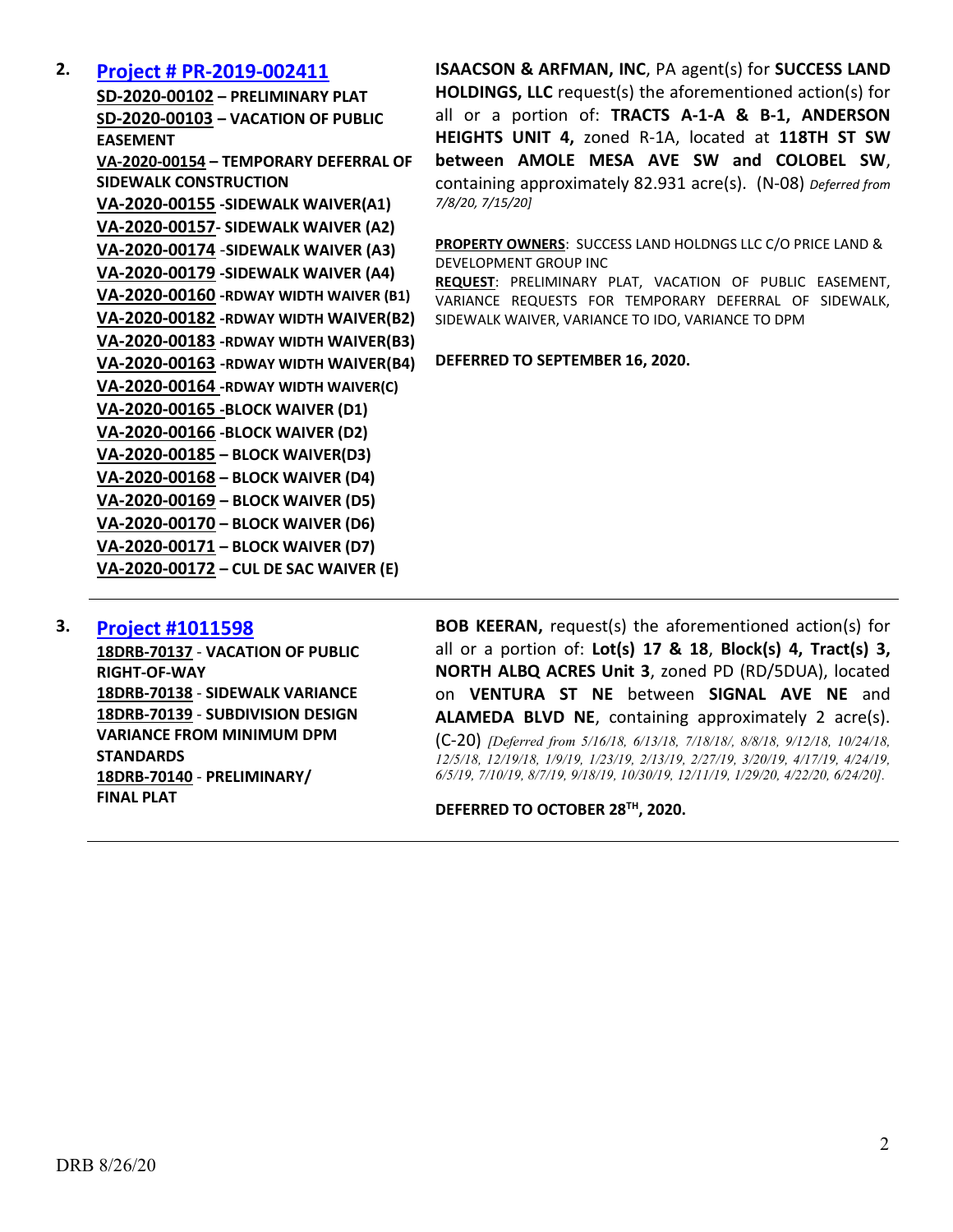**2.** **Project # PR-2019-002411**

**SD-2020-00102 – PRELIMINARY PLAT**
**SD-2020-00103 – VACATION OF PUBLIC EASEMENT**
**VA-2020-00154 – TEMPORARY DEFERRAL OF SIDEWALK CONSTRUCTION**
**VA-2020-00155 -SIDEWALK WAIVER(A1)**
**VA-2020-00157- SIDEWALK WAIVER (A2)**
**VA-2020-00174 -SIDEWALK WAIVER (A3)**
**VA-2020-00179 -SIDEWALK WAIVER (A4)**
**VA-2020-00160 -RDWAY WIDTH WAIVER (B1)**
**VA-2020-00182 -RDWAY WIDTH WAIVER(B2)**
**VA-2020-00183 -RDWAY WIDTH WAIVER(B3)**
**VA-2020-00163 -RDWAY WIDTH WAIVER(B4)**
**VA-2020-00164 -RDWAY WIDTH WAIVER(C)**
**VA-2020-00165 -BLOCK WAIVER (D1)**
**VA-2020-00166 -BLOCK WAIVER (D2)**
**VA-2020-00185 – BLOCK WAIVER(D3)**
**VA-2020-00168 – BLOCK WAIVER (D4)**
**VA-2020-00169 – BLOCK WAIVER (D5)**
**VA-2020-00170 – BLOCK WAIVER (D6)**
**VA-2020-00171 – BLOCK WAIVER (D7)**
**VA-2020-00172 – CUL DE SAC WAIVER (E)**

**ISAACSON & ARFMAN, INC**, PA agent(s) for **SUCCESS LAND HOLDINGS, LLC** request(s) the aforementioned action(s) for all or a portion of: **TRACTS A-1-A & B-1, ANDERSON HEIGHTS UNIT 4,** zoned R-1A, located at **118TH ST SW between AMOLE MESA AVE SW and COLOBEL SW**, containing approximately 82.931 acre(s). (N-08) *Deferred from 7/8/20, 7/15/20]*

**PROPERTY OWNERS**: SUCCESS LAND HOLDNGS LLC C/O PRICE LAND & DEVELOPMENT GROUP INC

**REQUEST**: PRELIMINARY PLAT, VACATION OF PUBLIC EASEMENT, VARIANCE REQUESTS FOR TEMPORARY DEFERRAL OF SIDEWALK, SIDEWALK WAIVER, VARIANCE TO IDO, VARIANCE TO DPM

**DEFERRED TO SEPTEMBER 16, 2020.**

---

**3.** **Project #1011598**

**18DRB-70137** - **VACATION OF PUBLIC RIGHT-OF-WAY**
**18DRB-70138** - **SIDEWALK VARIANCE**
**18DRB-70139** - **SUBDIVISION DESIGN VARIANCE FROM MINIMUM DPM STANDARDS**
**18DRB-70140** - **PRELIMINARY/ FINAL PLAT**

**BOB KEERAN,** request(s) the aforementioned action(s) for all or a portion of: **Lot(s) 17 & 18**, **Block(s) 4, Tract(s) 3, NORTH ALBQ ACRES Unit 3**, zoned PD (RD/5DUA), located on **VENTURA ST NE** between **SIGNAL AVE NE** and **ALAMEDA BLVD NE**, containing approximately 2 acre(s). (C-20) *[Deferred from 5/16/18, 6/13/18, 7/18/18/, 8/8/18, 9/12/18, 10/24/18, 12/5/18, 12/19/18, 1/9/19, 1/23/19, 2/13/19, 2/27/19, 3/20/19, 4/17/19, 4/24/19, 6/5/19, 7/10/19, 8/7/19, 9/18/19, 10/30/19, 12/11/19, 1/29/20, 4/22/20, 6/24/20].*

**DEFERRED TO OCTOBER 28TH, 2020.**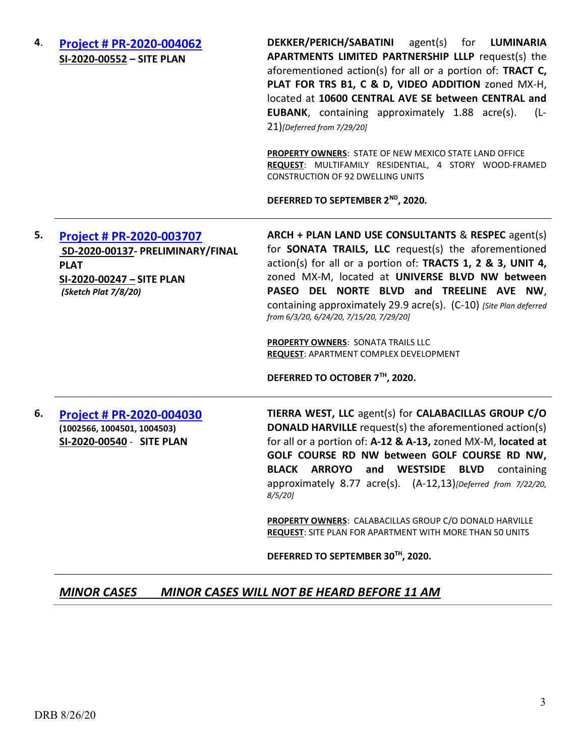**4.** **[Project # PR-2020-004062]**
**SI-2020-00552 – SITE PLAN**

**DEKKER/PERICH/SABATINI** agent(s) for **LUMINARIA APARTMENTS LIMITED PARTNERSHIP LLLP** request(s) the aforementioned action(s) for all or a portion of: **TRACT C, PLAT FOR TRS B1, C & D, VIDEO ADDITION** zoned MX-H, located at **10600 CENTRAL AVE SE between CENTRAL and EUBANK**, containing approximately 1.88 acre(s). (L-21)*[Deferred from 7/29/20]*

**PROPERTY OWNERS**: STATE OF NEW MEXICO STATE LAND OFFICE
**REQUEST**: MULTIFAMILY RESIDENTIAL, 4 STORY WOOD-FRAMED CONSTRUCTION OF 92 DWELLING UNITS

**DEFERRED TO SEPTEMBER 2ND, 2020.**

---

**5.** **[Project # PR-2020-003707]**
**SD-2020-00137- PRELIMINARY/FINAL PLAT**
**SI-2020-00247 – SITE PLAN**
***(Sketch Plat 7/8/20)***

**ARCH + PLAN LAND USE CONSULTANTS** & **RESPEC** agent(s) for **SONATA TRAILS, LLC** request(s) the aforementioned action(s) for all or a portion of: **TRACTS 1, 2 & 3, UNIT 4,** zoned MX-M, located at **UNIVERSE BLVD NW between PASEO DEL NORTE BLVD and TREELINE AVE NW**, containing approximately 29.9 acre(s). (C-10) *[Site Plan deferred from 6/3/20, 6/24/20, 7/15/20, 7/29/20]*

**PROPERTY OWNERS**: SONATA TRAILS LLC
**REQUEST**: APARTMENT COMPLEX DEVELOPMENT

**DEFERRED TO OCTOBER 7TH, 2020.**

---

**6.** **[Project # PR-2020-004030]**
**(1002566, 1004501, 1004503)**
**SI-2020-00540** - **SITE PLAN**

**TIERRA WEST, LLC** agent(s) for **CALABACILLAS GROUP C/O DONALD HARVILLE** request(s) the aforementioned action(s) for all or a portion of: **A-12 & A-13,** zoned MX-M, **located at GOLF COURSE RD NW between GOLF COURSE RD NW, BLACK ARROYO and WESTSIDE BLVD** containing approximately 8.77 acre(s). (A-12,13)*[Deferred from 7/22/20, 8/5/20]*

**PROPERTY OWNERS**: CALABACILLAS GROUP C/O DONALD HARVILLE
**REQUEST**: SITE PLAN FOR APARTMENT WITH MORE THAN 50 UNITS

**DEFERRED TO SEPTEMBER 30TH, 2020.**

---

***MINOR CASES     MINOR CASES WILL NOT BE HEARD BEFORE 11 AM***

DRB 8/26/20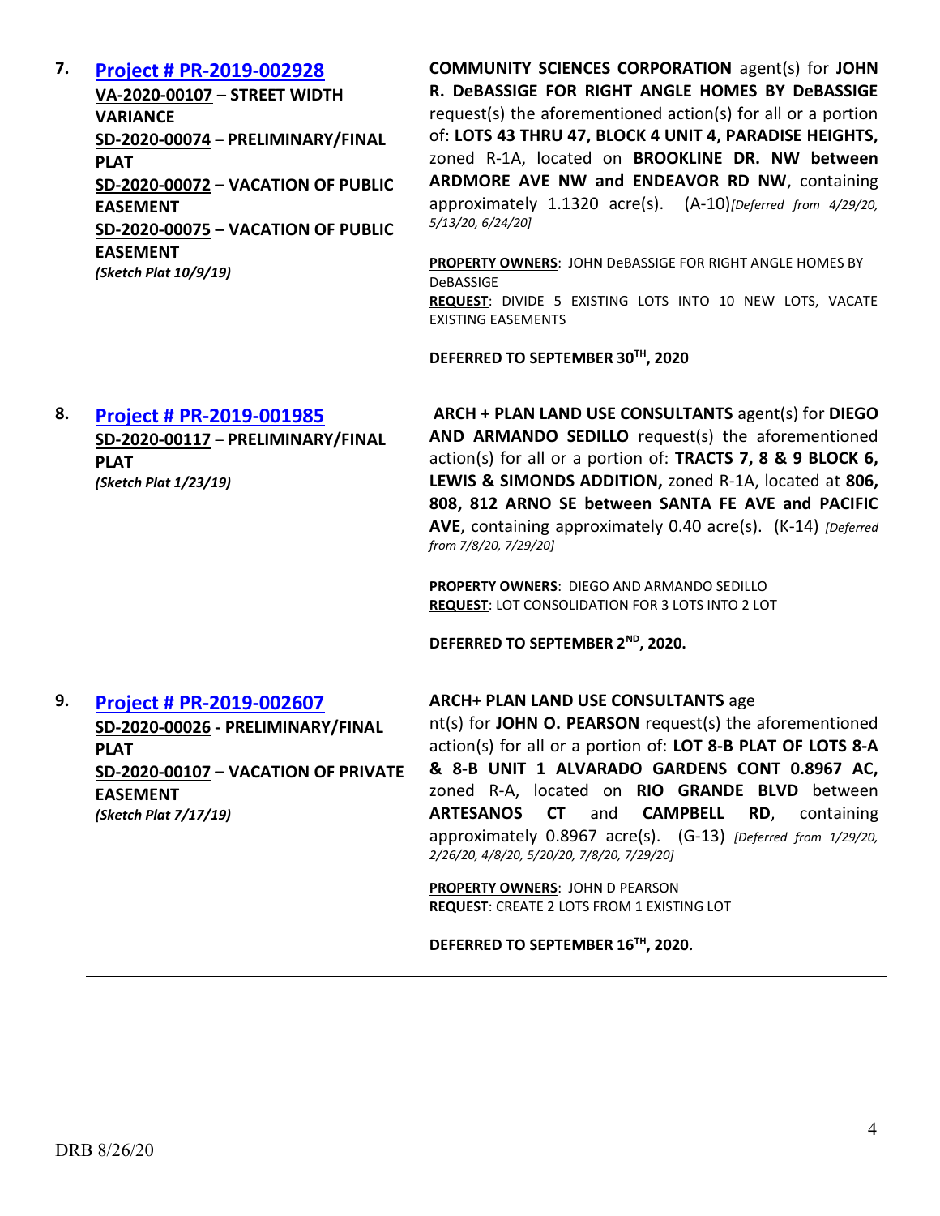7. **Project # PR-2019-002928**
**VA-2020-00107** – **STREET WIDTH VARIANCE**
**SD-2020-00074** – **PRELIMINARY/FINAL PLAT**
**SD-2020-00072 – VACATION OF PUBLIC EASEMENT**
**SD-2020-00075 – VACATION OF PUBLIC EASEMENT**
***(Sketch Plat 10/9/19)***

**COMMUNITY SCIENCES CORPORATION** agent(s) for **JOHN R. DeBASSIGE FOR RIGHT ANGLE HOMES BY DeBASSIGE** request(s) the aforementioned action(s) for all or a portion of: **LOTS 43 THRU 47, BLOCK 4 UNIT 4, PARADISE HEIGHTS,** zoned R-1A, located on **BROOKLINE DR. NW between ARDMORE AVE NW and ENDEAVOR RD NW**, containing approximately 1.1320 acre(s). (A-10)*[Deferred from 4/29/20, 5/13/20, 6/24/20]*

**PROPERTY OWNERS**: JOHN DeBASSIGE FOR RIGHT ANGLE HOMES BY DeBASSIGE
**REQUEST**: DIVIDE 5 EXISTING LOTS INTO 10 NEW LOTS, VACATE EXISTING EASEMENTS

**DEFERRED TO SEPTEMBER 30TH, 2020**

---

8. **Project # PR-2019-001985**
**SD-2020-00117** – **PRELIMINARY/FINAL PLAT**
***(Sketch Plat 1/23/19)***

**ARCH + PLAN LAND USE CONSULTANTS** agent(s) for **DIEGO AND ARMANDO SEDILLO** request(s) the aforementioned action(s) for all or a portion of: **TRACTS 7, 8 & 9 BLOCK 6, LEWIS & SIMONDS ADDITION,** zoned R-1A, located at **806, 808, 812 ARNO SE between SANTA FE AVE and PACIFIC AVE**, containing approximately 0.40 acre(s). (K-14) *[Deferred from 7/8/20, 7/29/20]*

**PROPERTY OWNERS**: DIEGO AND ARMANDO SEDILLO
**REQUEST**: LOT CONSOLIDATION FOR 3 LOTS INTO 2 LOT

**DEFERRED TO SEPTEMBER 2ND, 2020.**

---

9. **Project # PR-2019-002607**
**SD-2020-00026 - PRELIMINARY/FINAL PLAT**
**SD-2020-00107 – VACATION OF PRIVATE EASEMENT**
***(Sketch Plat 7/17/19)***

**ARCH+ PLAN LAND USE CONSULTANTS** agent(s) for **JOHN O. PEARSON** request(s) the aforementioned action(s) for all or a portion of: **LOT 8-B PLAT OF LOTS 8-A & 8-B UNIT 1 ALVARADO GARDENS CONT 0.8967 AC,** zoned R-A, located on **RIO GRANDE BLVD** between **ARTESANOS CT** and **CAMPBELL RD**, containing approximately 0.8967 acre(s). (G-13) *[Deferred from 1/29/20, 2/26/20, 4/8/20, 5/20/20, 7/8/20, 7/29/20]*

**PROPERTY OWNERS**: JOHN D PEARSON
**REQUEST**: CREATE 2 LOTS FROM 1 EXISTING LOT

**DEFERRED TO SEPTEMBER 16TH, 2020.**

---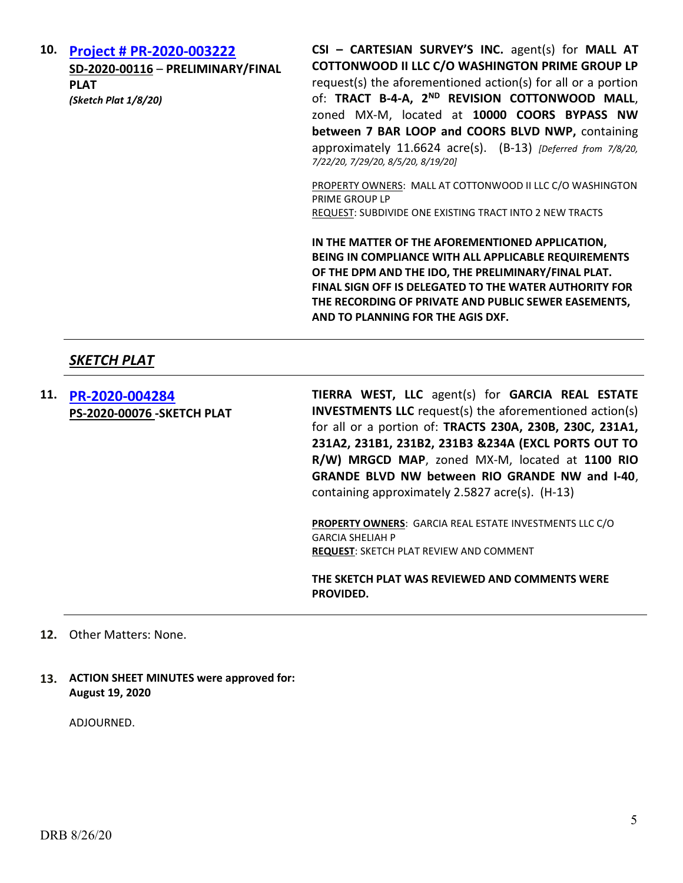**10.** **[Project # PR-2020-003222](#)**
**SD-2020-00116** – **PRELIMINARY/FINAL PLAT**
***(Sketch Plat 1/8/20)***

**CSI – CARTESIAN SURVEY'S INC.** agent(s) for **MALL AT COTTONWOOD II LLC C/O WASHINGTON PRIME GROUP LP** request(s) the aforementioned action(s) for all or a portion of: **TRACT B-4-A, 2ND REVISION COTTONWOOD MALL**, zoned MX-M, located at **10000 COORS BYPASS NW between 7 BAR LOOP and COORS BLVD NWP,** containing approximately 11.6624 acre(s). (B-13) *[Deferred from 7/8/20, 7/22/20, 7/29/20, 8/5/20, 8/19/20]*

PROPERTY OWNERS: MALL AT COTTONWOOD II LLC C/O WASHINGTON PRIME GROUP LP
REQUEST: SUBDIVIDE ONE EXISTING TRACT INTO 2 NEW TRACTS

**IN THE MATTER OF THE AFOREMENTIONED APPLICATION, BEING IN COMPLIANCE WITH ALL APPLICABLE REQUIREMENTS OF THE DPM AND THE IDO, THE PRELIMINARY/FINAL PLAT. FINAL SIGN OFF IS DELEGATED TO THE WATER AUTHORITY FOR THE RECORDING OF PRIVATE AND PUBLIC SEWER EASEMENTS, AND TO PLANNING FOR THE AGIS DXF.**

---

***SKETCH PLAT***

---

**11.** **[PR-2020-004284](#)**
**PS-2020-00076 -SKETCH PLAT**

**TIERRA WEST, LLC** agent(s) for **GARCIA REAL ESTATE INVESTMENTS LLC** request(s) the aforementioned action(s) for all or a portion of: **TRACTS 230A, 230B, 230C, 231A1, 231A2, 231B1, 231B2, 231B3 &234A (EXCL PORTS OUT TO R/W) MRGCD MAP**, zoned MX-M, located at **1100 RIO GRANDE BLVD NW between RIO GRANDE NW and I-40**, containing approximately 2.5827 acre(s). (H-13)

**PROPERTY OWNERS**: GARCIA REAL ESTATE INVESTMENTS LLC C/O GARCIA SHELIAH P
**REQUEST**: SKETCH PLAT REVIEW AND COMMENT

**THE SKETCH PLAT WAS REVIEWED AND COMMENTS WERE PROVIDED.**

---

**12.** Other Matters: None.

**13.** **ACTION SHEET MINUTES were approved for: August 19, 2020**

ADJOURNED.